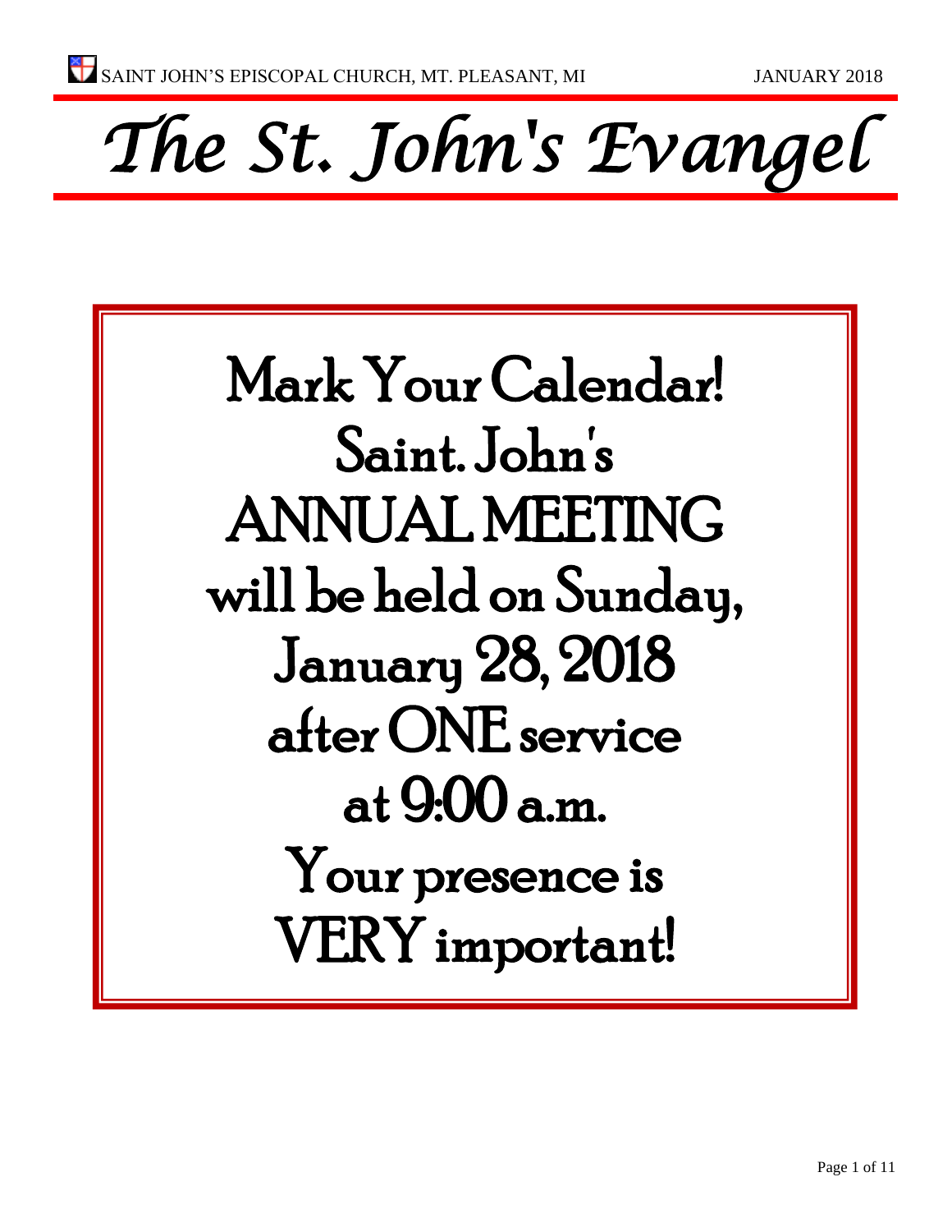SAINT JOHN'S EPISCOPAL CHURCH, MT. PLEASANT, MI JANUARY 2018

# The St. John's Evangel

Mark Your Calendar!
Saint. John's
ANNUAL MEETING
will be held on Sunday,
January 28, 2018
after ONE service
at 9:00 a.m.
Your presence is
VERY important!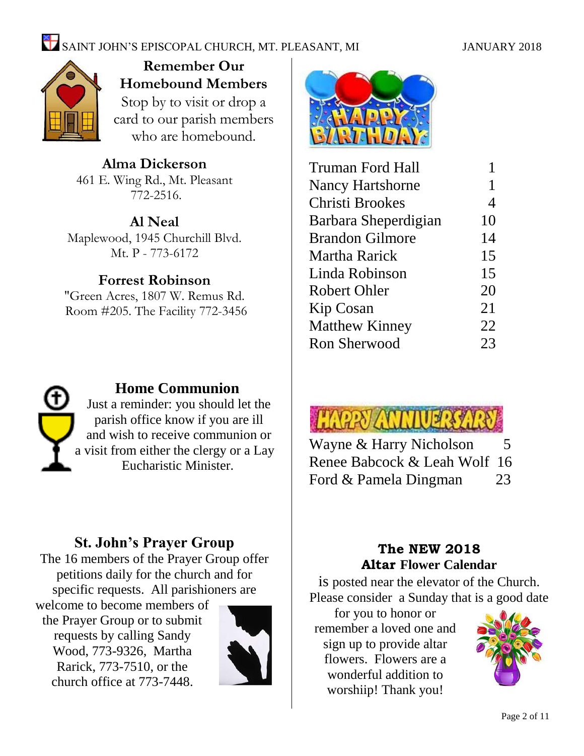## Remember Our Homebound Members

Stop by to visit or drop a card to our parish members who are homebound.

**Alma Dickerson**
461 E. Wing Rd., Mt. Pleasant
772-2516.

**Al Neal**
Maplewood, 1945 Churchill Blvd.
Mt. P - 773-6172

**Forrest Robinson**
"Green Acres, 1807 W. Remus Rd.
Room #205. The Facility 772-3456

## Home Communion

Just a reminder: you should let the parish office know if you are ill and wish to receive communion or a visit from either the clergy or a Lay Eucharistic Minister.

## St. John's Prayer Group

The 16 members of the Prayer Group offer petitions daily for the church and for specific requests. All parishioners are welcome to become members of the Prayer Group or to submit requests by calling Sandy Wood, 773-9326, Martha Rarick, 773-7510, or the church office at 773-7448.

## Happy Birthday

| Name | Day |
|---|---|
| Truman Ford Hall | 1 |
| Nancy Hartshorne | 1 |
| Christi Brookes | 4 |
| Barbara Sheperdigian | 10 |
| Brandon Gilmore | 14 |
| Martha Rarick | 15 |
| Linda Robinson | 15 |
| Robert Ohler | 20 |
| Kip Cosan | 21 |
| Matthew Kinney | 22 |
| Ron Sherwood | 23 |

## Happy Anniversary

| Names | Day |
|---|---|
| Wayne & Harry Nicholson | 5 |
| Renee Babcock & Leah Wolf | 16 |
| Ford & Pamela Dingman | 23 |

## The NEW 2018 Altar Flower Calendar

is posted near the elevator of the Church. Please consider a Sunday that is a good date for you to honor or remember a loved one and sign up to provide altar flowers. Flowers are a wonderful addition to worshiip! Thank you!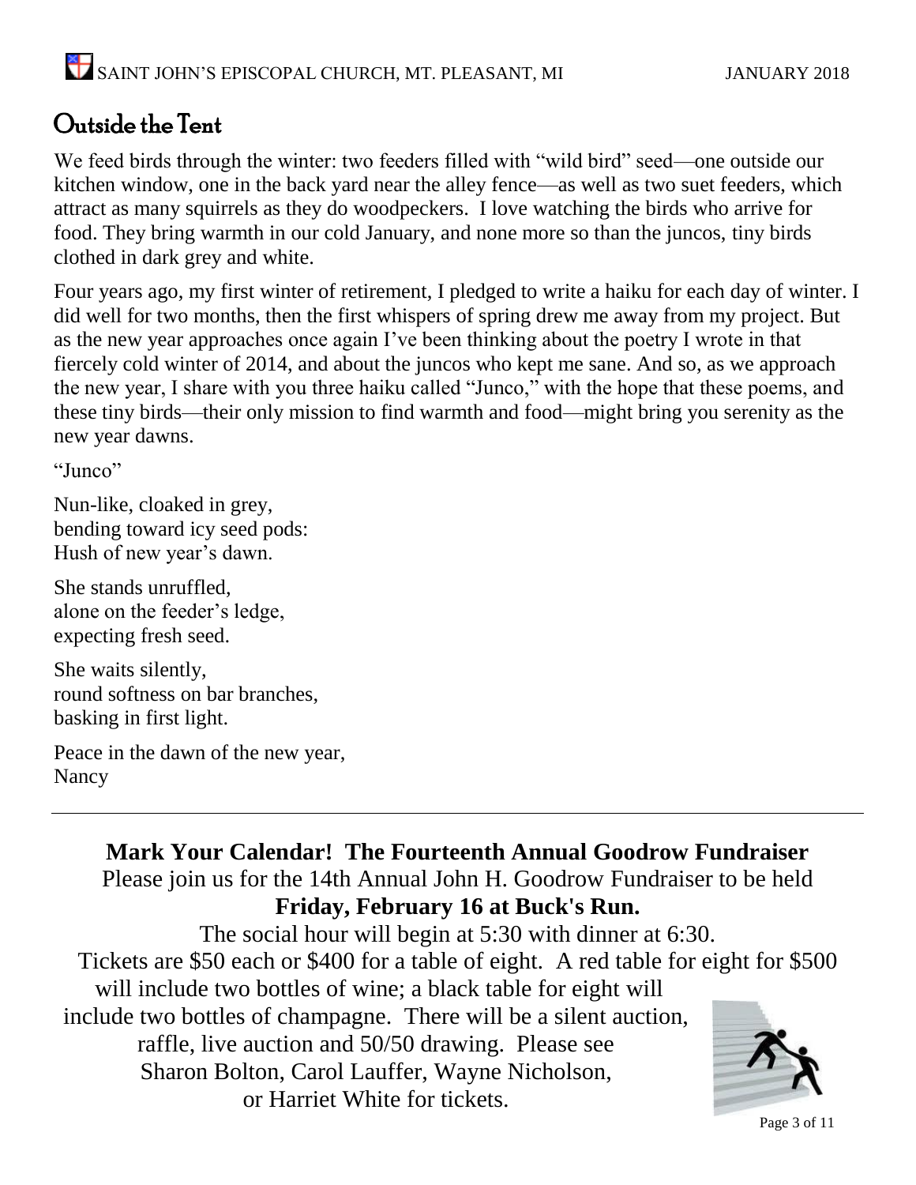## Outside the Tent

We feed birds through the winter: two feeders filled with "wild bird" seed—one outside our kitchen window, one in the back yard near the alley fence—as well as two suet feeders, which attract as many squirrels as they do woodpeckers. I love watching the birds who arrive for food. They bring warmth in our cold January, and none more so than the juncos, tiny birds clothed in dark grey and white.

Four years ago, my first winter of retirement, I pledged to write a haiku for each day of winter. I did well for two months, then the first whispers of spring drew me away from my project. But as the new year approaches once again I've been thinking about the poetry I wrote in that fiercely cold winter of 2014, and about the juncos who kept me sane. And so, as we approach the new year, I share with you three haiku called "Junco," with the hope that these poems, and these tiny birds—their only mission to find warmth and food—might bring you serenity as the new year dawns.

"Junco"

Nun-like, cloaked in grey,
bending toward icy seed pods:
Hush of new year's dawn.

She stands unruffled,
alone on the feeder's ledge,
expecting fresh seed.

She waits silently,
round softness on bar branches,
basking in first light.

Peace in the dawn of the new year,
Nancy

---

**Mark Your Calendar! The Fourteenth Annual Goodrow Fundraiser**

Please join us for the 14th Annual John H. Goodrow Fundraiser to be held **Friday, February 16 at Buck's Run.**

The social hour will begin at 5:30 with dinner at 6:30.

Tickets are $50 each or $400 for a table of eight. A red table for eight for $500 will include two bottles of wine; a black table for eight will include two bottles of champagne. There will be a silent auction, raffle, live auction and 50/50 drawing. Please see Sharon Bolton, Carol Lauffer, Wayne Nicholson, or Harriet White for tickets.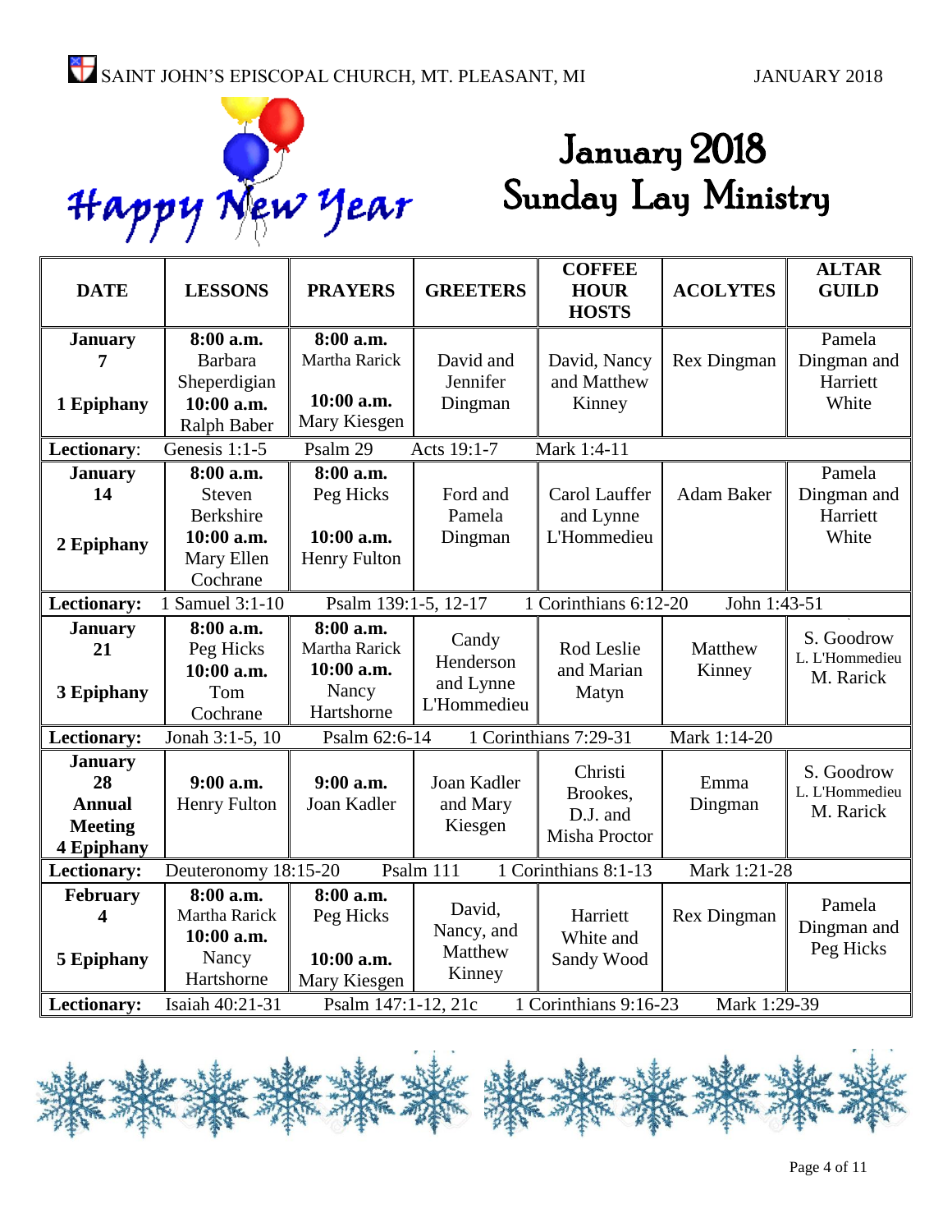Happy New Year

# January 2018 Sunday Lay Ministry

| DATE | LESSONS | PRAYERS | GREETERS | COFFEE HOUR HOSTS | ACOLYTES | ALTAR GUILD |
|---|---|---|---|---|---|---|
| **January 7** **1 Epiphany** | **8:00 a.m.** Barbara Sheperdigian **10:00 a.m.** Ralph Baber | **8:00 a.m.** Martha Rarick **10:00 a.m.** Mary Kiesgen | David and Jennifer Dingman | David, Nancy and Matthew Kinney | Rex Dingman | Pamela Dingman and Harriett White |
| **Lectionary:** | Genesis 1:1-5 | Psalm 29 | Acts 19:1-7 | Mark 1:4-11 | | |
| **January 14** **2 Epiphany** | **8:00 a.m.** Steven Berkshire **10:00 a.m.** Mary Ellen Cochrane | **8:00 a.m.** Peg Hicks **10:00 a.m.** Henry Fulton | Ford and Pamela Dingman | Carol Lauffer and Lynne L'Hommedieu | Adam Baker | Pamela Dingman and Harriett White |
| **Lectionary:** | 1 Samuel 3:1-10 | Psalm 139:1-5, 12-17 | 1 Corinthians 6:12-20 | John 1:43-51 | | |
| **January 21** **3 Epiphany** | **8:00 a.m.** Peg Hicks **10:00 a.m.** Tom Cochrane | **8:00 a.m.** Martha Rarick **10:00 a.m.** Nancy Hartshorne | Candy Henderson and Lynne L'Hommedieu | Rod Leslie and Marian Matyn | Matthew Kinney | S. Goodrow L. L'Hommedieu M. Rarick |
| **Lectionary:** | Jonah 3:1-5, 10 | Psalm 62:6-14 | 1 Corinthians 7:29-31 | Mark 1:14-20 | | |
| **January 28** **Annual Meeting** **4 Epiphany** | **9:00 a.m.** Henry Fulton | **9:00 a.m.** Joan Kadler | Joan Kadler and Mary Kiesgen | Christi Brookes, D.J. and Misha Proctor | Emma Dingman | S. Goodrow L. L'Hommedieu M. Rarick |
| **Lectionary:** | Deuteronomy 18:15-20 | Psalm 111 | 1 Corinthians 8:1-13 | Mark 1:21-28 | | |
| **February 4** **5 Epiphany** | **8:00 a.m.** Martha Rarick **10:00 a.m.** Nancy Hartshorne | **8:00 a.m.** Peg Hicks **10:00 a.m.** Mary Kiesgen | David, Nancy, and Matthew Kinney | Harriett White and Sandy Wood | Rex Dingman | Pamela Dingman and Peg Hicks |
| **Lectionary:** | Isaiah 40:21-31 | Psalm 147:1-12, 21c | 1 Corinthians 9:16-23 | Mark 1:29-39 | | |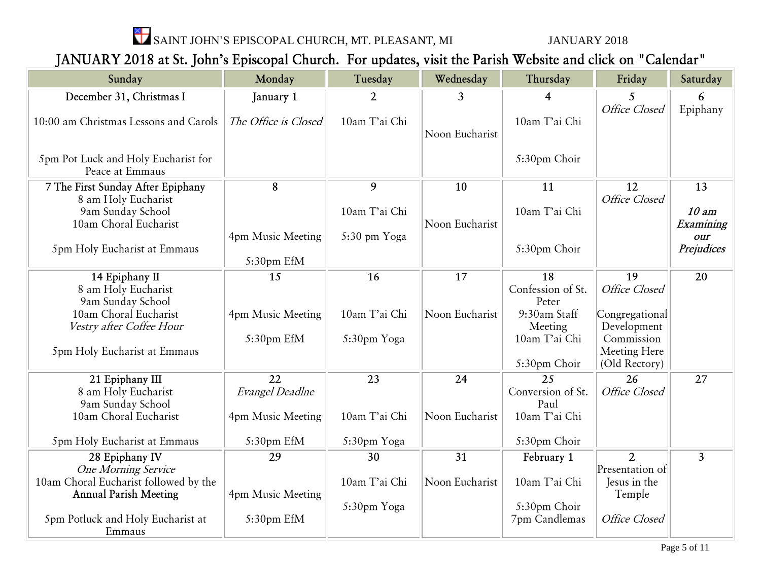SAINT JOHN'S EPISCOPAL CHURCH, MT. PLEASANT, MI JANUARY 2018

## JANUARY 2018 at St. John's Episcopal Church. For updates, visit the Parish Website and click on "Calendar"

| Sunday | Monday | Tuesday | Wednesday | Thursday | Friday | Saturday |
|---|---|---|---|---|---|---|
| December 31, Christmas I<br>10:00 am Christmas Lessons and Carols<br>5pm Pot Luck and Holy Eucharist for Peace at Emmaus | January 1<br>*The Office is Closed* | 2<br>10am T'ai Chi | 3<br>Noon Eucharist | 4<br>10am T'ai Chi<br>5:30pm Choir | 5<br>*Office Closed* | 6<br>Epiphany |
| 7 The First Sunday After Epiphany<br>8 am Holy Eucharist<br>9am Sunday School<br>10am Choral Eucharist<br>5pm Holy Eucharist at Emmaus | 8<br>4pm Music Meeting<br>5:30pm EfM | 9<br>10am T'ai Chi<br>5:30 pm Yoga | 10<br>Noon Eucharist | 11<br>10am T'ai Chi<br>5:30pm Choir | 12<br>*Office Closed* | 13<br>***10 am Examining our Prejudices*** |
| 14 Epiphany II<br>8 am Holy Eucharist<br>9am Sunday School<br>10am Choral Eucharist<br>*Vestry after Coffee Hour*<br>5pm Holy Eucharist at Emmaus | 15<br>4pm Music Meeting<br>5:30pm EfM | 16<br>10am T'ai Chi<br>5:30pm Yoga | 17<br>Noon Eucharist | 18<br>Confession of St. Peter<br>9:30am Staff Meeting<br>10am T'ai Chi<br>5:30pm Choir | 19<br>*Office Closed*<br>Congregational Development Commission Meeting Here (Old Rectory) | 20 |
| 21 Epiphany III<br>8 am Holy Eucharist<br>9am Sunday School<br>10am Choral Eucharist<br>5pm Holy Eucharist at Emmaus | 22<br>*Evangel Deadlne*<br>4pm Music Meeting<br>5:30pm EfM | 23<br>10am T'ai Chi<br>5:30pm Yoga | 24<br>Noon Eucharist | 25<br>Conversion of St. Paul<br>10am T'ai Chi<br>5:30pm Choir | 26<br>*Office Closed* | 27 |
| 28 Epiphany IV<br>*One Morning Service*<br>10am Choral Eucharist followed by the **Annual Parish Meeting**<br>5pm Potluck and Holy Eucharist at Emmaus | 29<br>4pm Music Meeting<br>5:30pm EfM | 30<br>10am T'ai Chi<br>5:30pm Yoga | 31<br>Noon Eucharist | February 1<br>10am T'ai Chi<br>5:30pm Choir<br>7pm Candlemas | 2<br>Presentation of Jesus in the Temple<br>*Office Closed* | 3 |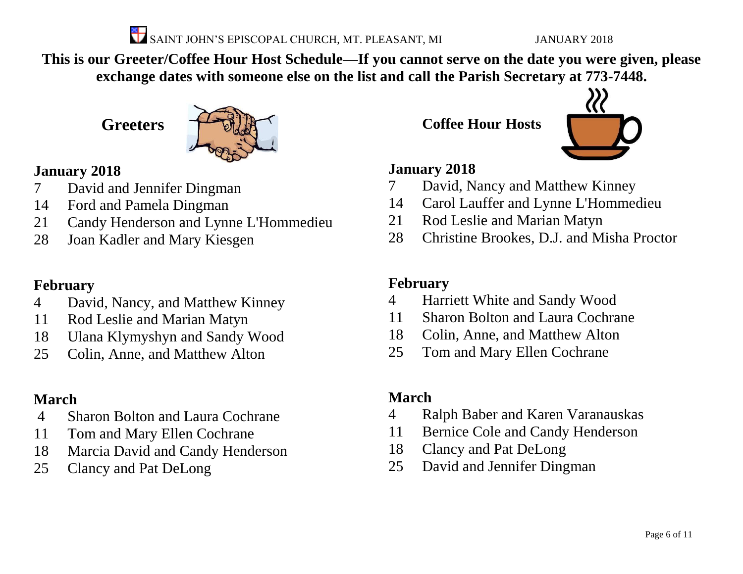**This is our Greeter/Coffee Hour Host Schedule—If you cannot serve on the date you were given, please exchange dates with someone else on the list and call the Parish Secretary at 773-7448.**

## Greeters

### January 2018

- 7 David and Jennifer Dingman
- 14 Ford and Pamela Dingman
- 21 Candy Henderson and Lynne L'Hommedieu
- 28 Joan Kadler and Mary Kiesgen

### February

- 4 David, Nancy, and Matthew Kinney
- 11 Rod Leslie and Marian Matyn
- 18 Ulana Klymyshyn and Sandy Wood
- 25 Colin, Anne, and Matthew Alton

### March

- 4 Sharon Bolton and Laura Cochrane
- 11 Tom and Mary Ellen Cochrane
- 18 Marcia David and Candy Henderson
- 25 Clancy and Pat DeLong

## Coffee Hour Hosts

### January 2018

- 7 David, Nancy and Matthew Kinney
- 14 Carol Lauffer and Lynne L'Hommedieu
- 21 Rod Leslie and Marian Matyn
- 28 Christine Brookes, D.J. and Misha Proctor

### February

- 4 Harriett White and Sandy Wood
- 11 Sharon Bolton and Laura Cochrane
- 18 Colin, Anne, and Matthew Alton
- 25 Tom and Mary Ellen Cochrane

### March

- 4 Ralph Baber and Karen Varanauskas
- 11 Bernice Cole and Candy Henderson
- 18 Clancy and Pat DeLong
- 25 David and Jennifer Dingman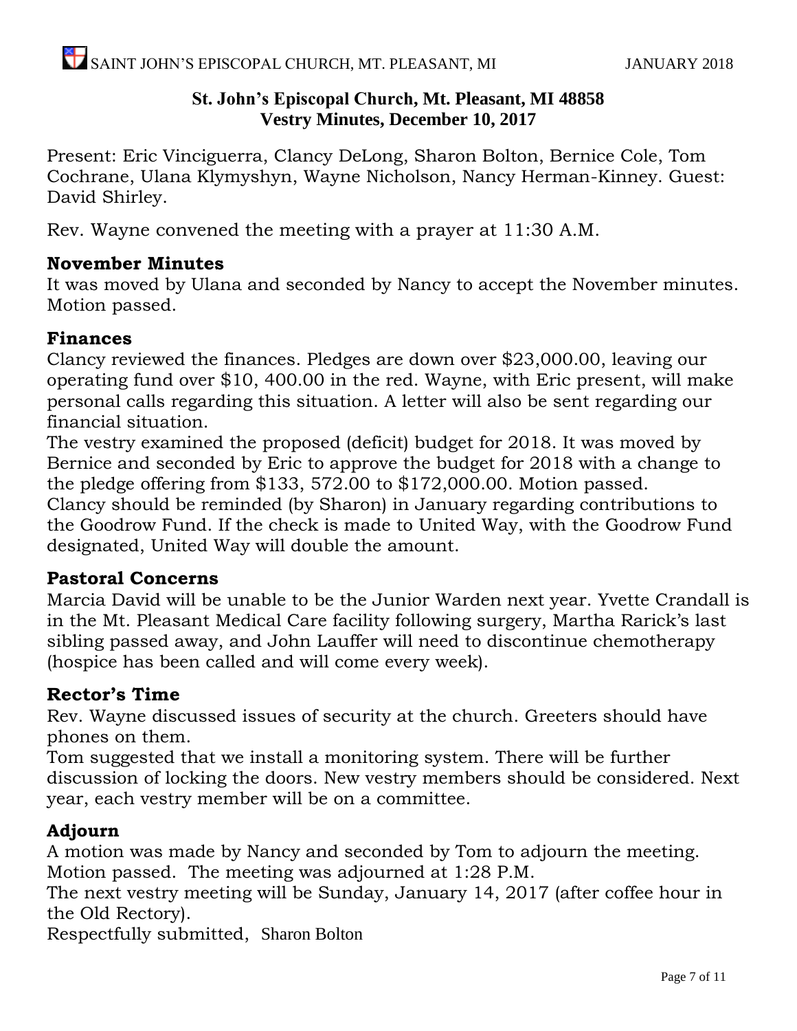## St. John's Episcopal Church, Mt. Pleasant, MI 48858
## Vestry Minutes, December 10, 2017

Present: Eric Vinciguerra, Clancy DeLong, Sharon Bolton, Bernice Cole, Tom Cochrane, Ulana Klymyshyn, Wayne Nicholson, Nancy Herman-Kinney. Guest: David Shirley.

Rev. Wayne convened the meeting with a prayer at 11:30 A.M.

### November Minutes

It was moved by Ulana and seconded by Nancy to accept the November minutes. Motion passed.

### Finances

Clancy reviewed the finances. Pledges are down over $23,000.00, leaving our operating fund over $10, 400.00 in the red. Wayne, with Eric present, will make personal calls regarding this situation. A letter will also be sent regarding our financial situation.

The vestry examined the proposed (deficit) budget for 2018. It was moved by Bernice and seconded by Eric to approve the budget for 2018 with a change to the pledge offering from $133, 572.00 to $172,000.00. Motion passed.

Clancy should be reminded (by Sharon) in January regarding contributions to the Goodrow Fund. If the check is made to United Way, with the Goodrow Fund designated, United Way will double the amount.

### Pastoral Concerns

Marcia David will be unable to be the Junior Warden next year. Yvette Crandall is in the Mt. Pleasant Medical Care facility following surgery, Martha Rarick's last sibling passed away, and John Lauffer will need to discontinue chemotherapy (hospice has been called and will come every week).

### Rector's Time

Rev. Wayne discussed issues of security at the church. Greeters should have phones on them.

Tom suggested that we install a monitoring system. There will be further discussion of locking the doors. New vestry members should be considered. Next year, each vestry member will be on a committee.

### Adjourn

A motion was made by Nancy and seconded by Tom to adjourn the meeting. Motion passed. The meeting was adjourned at 1:28 P.M.

The next vestry meeting will be Sunday, January 14, 2017 (after coffee hour in the Old Rectory).

Respectfully submitted, Sharon Bolton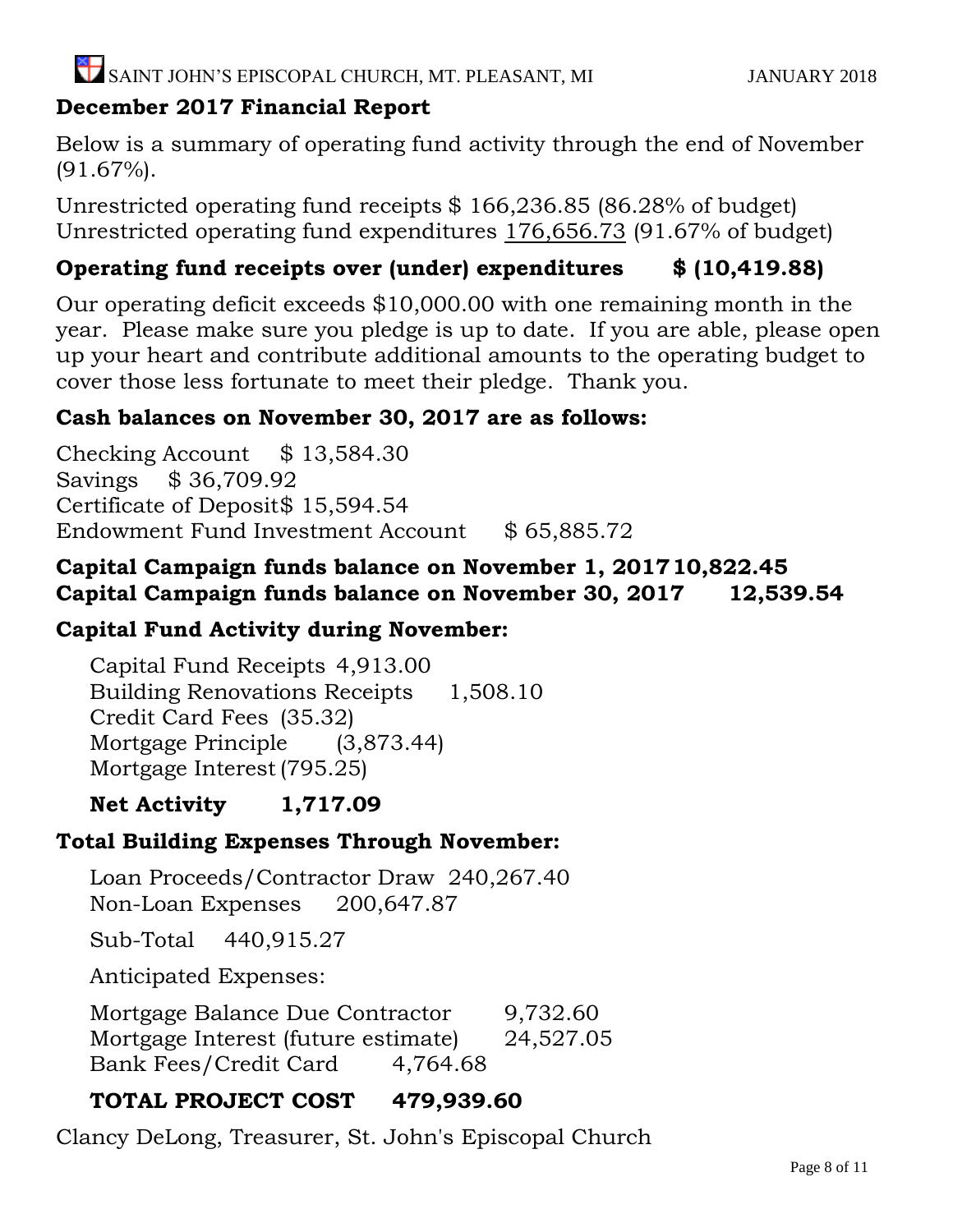## December 2017 Financial Report

Below is a summary of operating fund activity through the end of November (91.67%).

Unrestricted operating fund receipts $ 166,236.85 (86.28% of budget)
Unrestricted operating fund expenditures <u>176,656.73</u> (91.67% of budget)

**Operating fund receipts over (under) expenditures $ (10,419.88)**

Our operating deficit exceeds $10,000.00 with one remaining month in the year. Please make sure you pledge is up to date. If you are able, please open up your heart and contribute additional amounts to the operating budget to cover those less fortunate to meet their pledge. Thank you.

**Cash balances on November 30, 2017 are as follows:**

Checking Account $ 13,584.30
Savings $ 36,709.92
Certificate of Deposit $ 15,594.54
Endowment Fund Investment Account $ 65,885.72

**Capital Campaign funds balance on November 1, 2017 10,822.45**
**Capital Campaign funds balance on November 30, 2017 12,539.54**

**Capital Fund Activity during November:**

Capital Fund Receipts 4,913.00
Building Renovations Receipts 1,508.10
Credit Card Fees (35.32)
Mortgage Principle (3,873.44)
Mortgage Interest (795.25)

**Net Activity 1,717.09**

**Total Building Expenses Through November:**

Loan Proceeds/Contractor Draw 240,267.40
Non-Loan Expenses 200,647.87

Sub-Total 440,915.27

Anticipated Expenses:

Mortgage Balance Due Contractor 9,732.60
Mortgage Interest (future estimate) 24,527.05
Bank Fees/Credit Card 4,764.68

**TOTAL PROJECT COST 479,939.60**

Clancy DeLong, Treasurer, St. John's Episcopal Church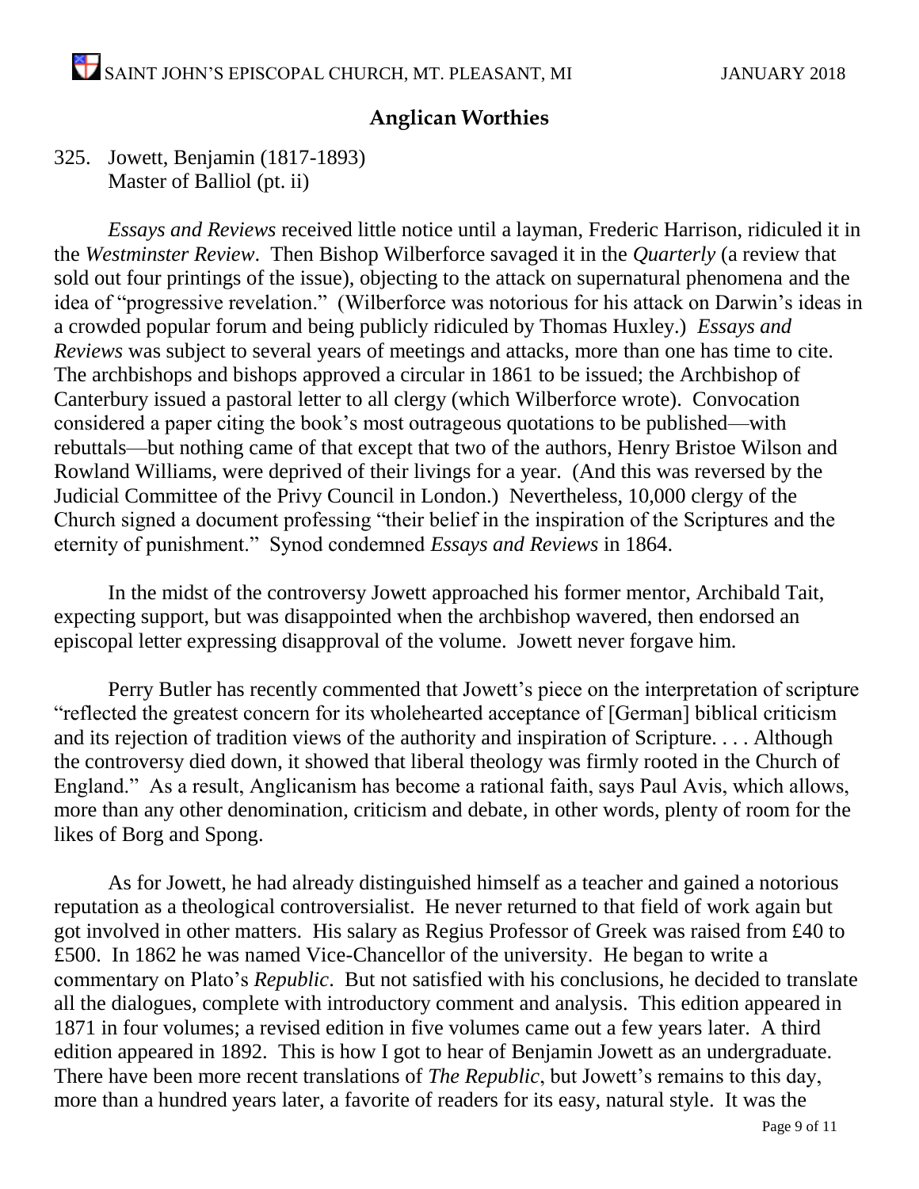## Anglican Worthies

325. Jowett, Benjamin (1817-1893)
Master of Balliol (pt. ii)

*Essays and Reviews* received little notice until a layman, Frederic Harrison, ridiculed it in the *Westminster Review*. Then Bishop Wilberforce savaged it in the *Quarterly* (a review that sold out four printings of the issue), objecting to the attack on supernatural phenomena and the idea of "progressive revelation." (Wilberforce was notorious for his attack on Darwin's ideas in a crowded popular forum and being publicly ridiculed by Thomas Huxley.) *Essays and Reviews* was subject to several years of meetings and attacks, more than one has time to cite. The archbishops and bishops approved a circular in 1861 to be issued; the Archbishop of Canterbury issued a pastoral letter to all clergy (which Wilberforce wrote). Convocation considered a paper citing the book's most outrageous quotations to be published—with rebuttals—but nothing came of that except that two of the authors, Henry Bristoe Wilson and Rowland Williams, were deprived of their livings for a year. (And this was reversed by the Judicial Committee of the Privy Council in London.) Nevertheless, 10,000 clergy of the Church signed a document professing "their belief in the inspiration of the Scriptures and the eternity of punishment." Synod condemned *Essays and Reviews* in 1864.

In the midst of the controversy Jowett approached his former mentor, Archibald Tait, expecting support, but was disappointed when the archbishop wavered, then endorsed an episcopal letter expressing disapproval of the volume. Jowett never forgave him.

Perry Butler has recently commented that Jowett's piece on the interpretation of scripture "reflected the greatest concern for its wholehearted acceptance of [German] biblical criticism and its rejection of tradition views of the authority and inspiration of Scripture. . . . Although the controversy died down, it showed that liberal theology was firmly rooted in the Church of England." As a result, Anglicanism has become a rational faith, says Paul Avis, which allows, more than any other denomination, criticism and debate, in other words, plenty of room for the likes of Borg and Spong.

As for Jowett, he had already distinguished himself as a teacher and gained a notorious reputation as a theological controversialist. He never returned to that field of work again but got involved in other matters. His salary as Regius Professor of Greek was raised from £40 to £500. In 1862 he was named Vice-Chancellor of the university. He began to write a commentary on Plato's *Republic*. But not satisfied with his conclusions, he decided to translate all the dialogues, complete with introductory comment and analysis. This edition appeared in 1871 in four volumes; a revised edition in five volumes came out a few years later. A third edition appeared in 1892. This is how I got to hear of Benjamin Jowett as an undergraduate. There have been more recent translations of *The Republic*, but Jowett's remains to this day, more than a hundred years later, a favorite of readers for its easy, natural style. It was the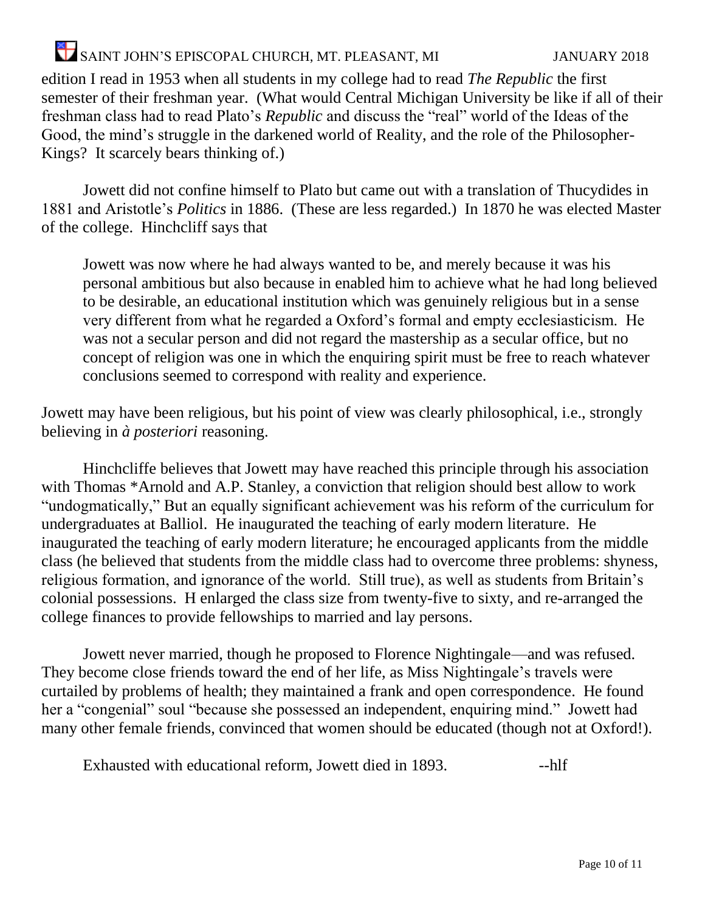edition I read in 1953 when all students in my college had to read *The Republic* the first semester of their freshman year. (What would Central Michigan University be like if all of their freshman class had to read Plato's *Republic* and discuss the "real" world of the Ideas of the Good, the mind's struggle in the darkened world of Reality, and the role of the Philosopher-Kings? It scarcely bears thinking of.)

Jowett did not confine himself to Plato but came out with a translation of Thucydides in 1881 and Aristotle's *Politics* in 1886. (These are less regarded.) In 1870 he was elected Master of the college. Hinchcliff says that

> Jowett was now where he had always wanted to be, and merely because it was his personal ambitious but also because in enabled him to achieve what he had long believed to be desirable, an educational institution which was genuinely religious but in a sense very different from what he regarded a Oxford's formal and empty ecclesiasticism. He was not a secular person and did not regard the mastership as a secular office, but no concept of religion was one in which the enquiring spirit must be free to reach whatever conclusions seemed to correspond with reality and experience.

Jowett may have been religious, but his point of view was clearly philosophical, i.e., strongly believing in *à posteriori* reasoning.

Hinchcliffe believes that Jowett may have reached this principle through his association with Thomas *Arnold and A.P. Stanley, a conviction that religion should best allow to work "undogmatically," But an equally significant achievement was his reform of the curriculum for undergraduates at Balliol. He inaugurated the teaching of early modern literature. He inaugurated the teaching of early modern literature; he encouraged applicants from the middle class (he believed that students from the middle class had to overcome three problems: shyness, religious formation, and ignorance of the world. Still true), as well as students from Britain's colonial possessions. H enlarged the class size from twenty-five to sixty, and re-arranged the college finances to provide fellowships to married and lay persons.

Jowett never married, though he proposed to Florence Nightingale—and was refused. They become close friends toward the end of her life, as Miss Nightingale's travels were curtailed by problems of health; they maintained a frank and open correspondence. He found her a "congenial" soul "because she possessed an independent, enquiring mind." Jowett had many other female friends, convinced that women should be educated (though not at Oxford!).

Exhausted with educational reform, Jowett died in 1893. --hlf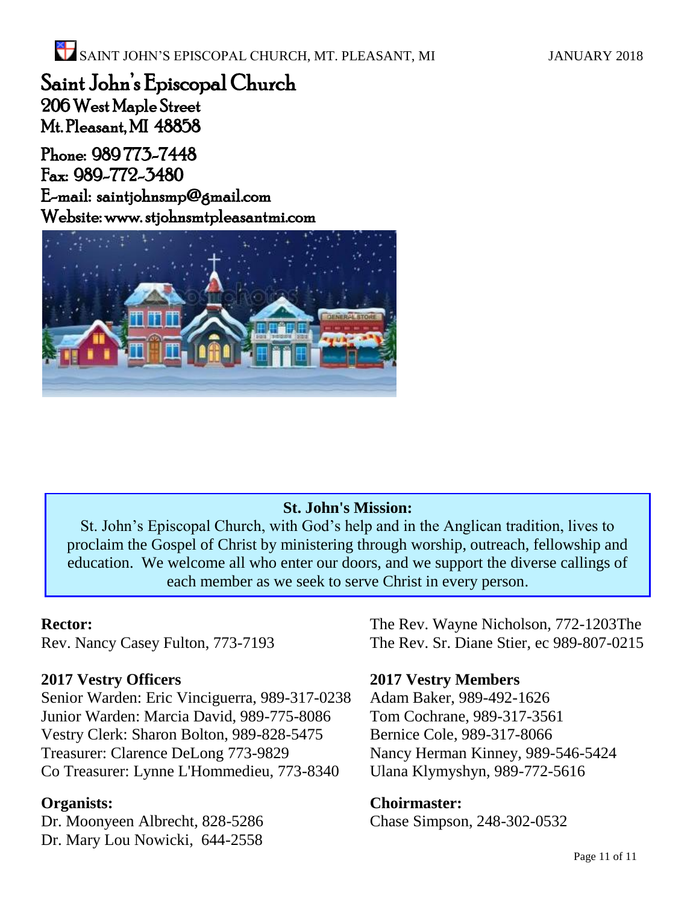# Saint John's Episcopal Church

206 West Maple Street
Mt. Pleasant, MI 48858

Phone: 989 773-7448
Fax: 989-772-3480
E-mail: saintjohnsmp@gmail.com
Website: www. stjohnsmtpleasantmi.com

**St. John's Mission:**

St. John's Episcopal Church, with God's help and in the Anglican tradition, lives to proclaim the Gospel of Christ by ministering through worship, outreach, fellowship and education. We welcome all who enter our doors, and we support the diverse callings of each member as we seek to serve Christ in every person.

**Rector:**
Rev. Nancy Casey Fulton, 773-7193

The Rev. Wayne Nicholson, 772-1203The
The Rev. Sr. Diane Stier, ec 989-807-0215

**2017 Vestry Officers**
Senior Warden: Eric Vinciguerra, 989-317-0238
Junior Warden: Marcia David, 989-775-8086
Vestry Clerk: Sharon Bolton, 989-828-5475
Treasurer: Clarence DeLong 773-9829
Co Treasurer: Lynne L'Hommedieu, 773-8340

**2017 Vestry Members**
Adam Baker, 989-492-1626
Tom Cochrane, 989-317-3561
Bernice Cole, 989-317-8066
Nancy Herman Kinney, 989-546-5424
Ulana Klymyshyn, 989-772-5616

**Organists:**
Dr. Moonyeen Albrecht, 828-5286
Dr. Mary Lou Nowicki, 644-2558

**Choirmaster:**
Chase Simpson, 248-302-0532